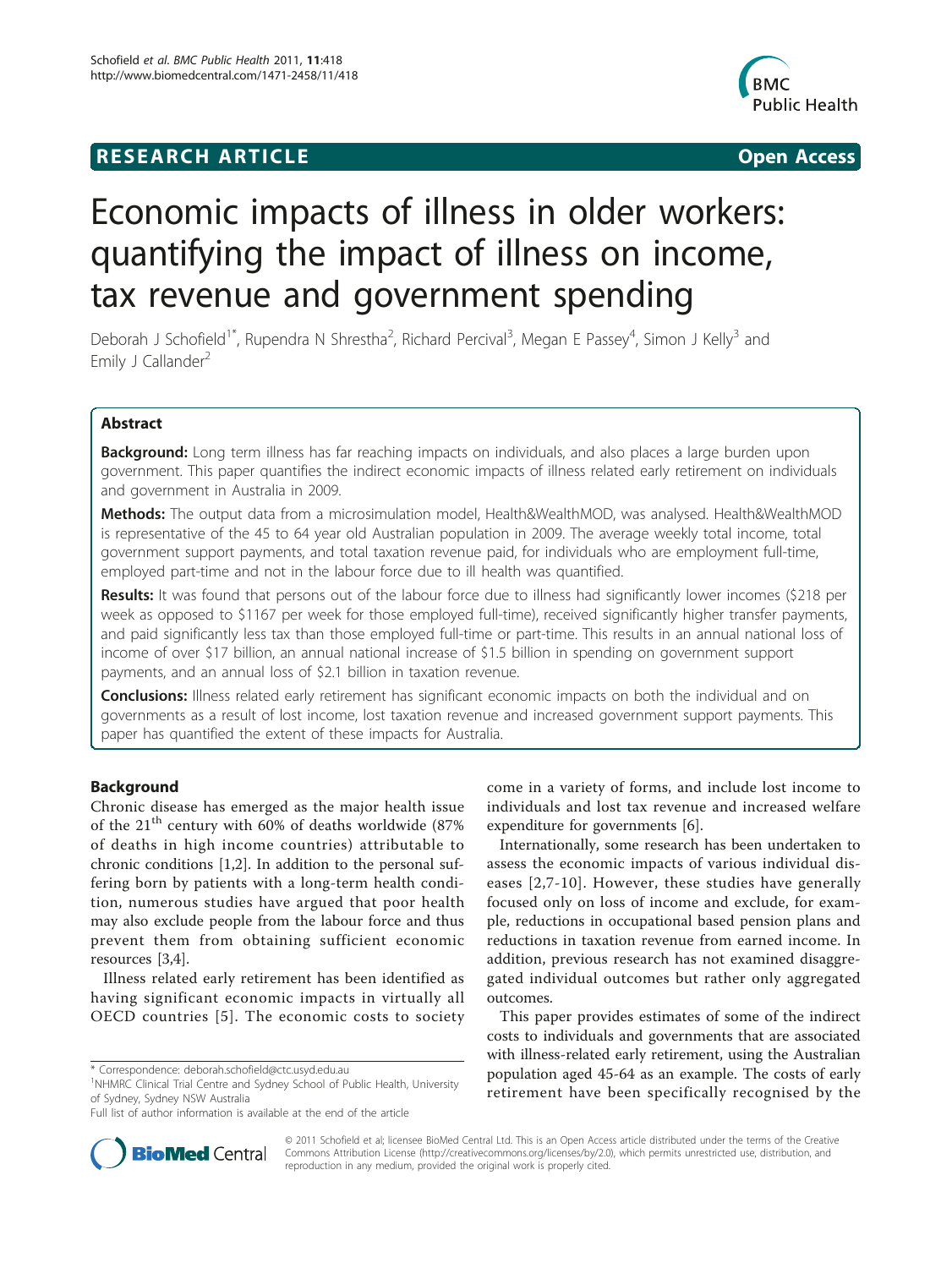**RESEARCH ARTICLE** **Open Access**

# Economic impacts of illness in older workers: quantifying the impact of illness on income, tax revenue and government spending

Deborah J Schofield[1*], Rupendra N Shrestha[2], Richard Percival[3], Megan E Passey[4], Simon J Kelly[3] and Emily J Callander[2]

## Abstract

**Background:** Long term illness has far reaching impacts on individuals, and also places a large burden upon government. This paper quantifies the indirect economic impacts of illness related early retirement on individuals and government in Australia in 2009.

**Methods:** The output data from a microsimulation model, Health&WealthMOD, was analysed. Health&WealthMOD is representative of the 45 to 64 year old Australian population in 2009. The average weekly total income, total government support payments, and total taxation revenue paid, for individuals who are employment full-time, employed part-time and not in the labour force due to ill health was quantified.

**Results:** It was found that persons out of the labour force due to illness had significantly lower incomes ($218 per week as opposed to $1167 per week for those employed full-time), received significantly higher transfer payments, and paid significantly less tax than those employed full-time or part-time. This results in an annual national loss of income of over $17 billion, an annual national increase of $1.5 billion in spending on government support payments, and an annual loss of $2.1 billion in taxation revenue.

**Conclusions:** Illness related early retirement has significant economic impacts on both the individual and on governments as a result of lost income, lost taxation revenue and increased government support payments. This paper has quantified the extent of these impacts for Australia.

## Background

Chronic disease has emerged as the major health issue of the 21$^{th}$ century with 60% of deaths worldwide (87% of deaths in high income countries) attributable to chronic conditions [1,2]. In addition to the personal suffering born by patients with a long-term health condition, numerous studies have argued that poor health may also exclude people from the labour force and thus prevent them from obtaining sufficient economic resources [3,4].

Illness related early retirement has been identified as having significant economic impacts in virtually all OECD countries [5]. The economic costs to society come in a variety of forms, and include lost income to individuals and lost tax revenue and increased welfare expenditure for governments [6].

Internationally, some research has been undertaken to assess the economic impacts of various individual diseases [2,7-10]. However, these studies have generally focused only on loss of income and exclude, for example, reductions in occupational based pension plans and reductions in taxation revenue from earned income. In addition, previous research has not examined disaggregated individual outcomes but rather only aggregated outcomes.

This paper provides estimates of some of the indirect costs to individuals and governments that are associated with illness-related early retirement, using the Australian population aged 45-64 as an example. The costs of early retirement have been specifically recognised by the

\* Correspondence: deborah.schofield@ctc.usyd.edu.au
[1]NHMRC Clinical Trial Centre and Sydney School of Public Health, University of Sydney, Sydney NSW Australia
Full list of author information is available at the end of the article

© 2011 Schofield et al; licensee BioMed Central Ltd. This is an Open Access article distributed under the terms of the Creative Commons Attribution License (http://creativecommons.org/licenses/by/2.0), which permits unrestricted use, distribution, and reproduction in any medium, provided the original work is properly cited.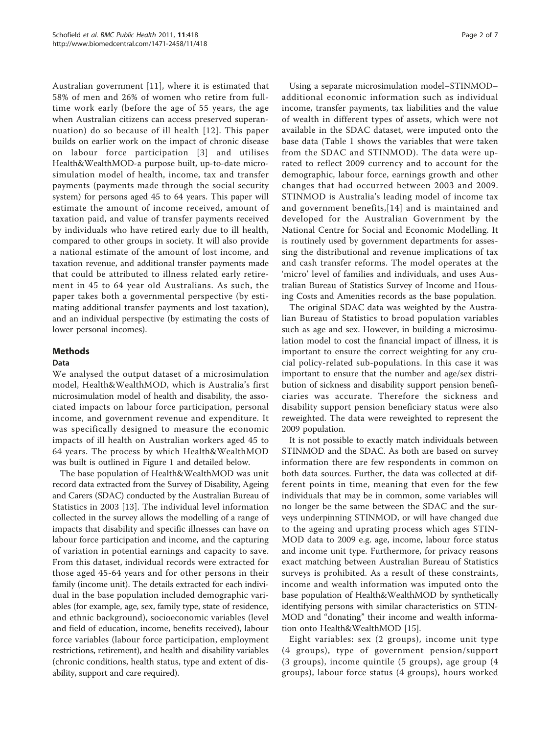Australian government [11], where it is estimated that 58% of men and 26% of women who retire from full-time work early (before the age of 55 years, the age when Australian citizens can access preserved superannuation) do so because of ill health [12]. This paper builds on earlier work on the impact of chronic disease on labour force participation [3] and utilises Health&WealthMOD-a purpose built, up-to-date microsimulation model of health, income, tax and transfer payments (payments made through the social security system) for persons aged 45 to 64 years. This paper will estimate the amount of income received, amount of taxation paid, and value of transfer payments received by individuals who have retired early due to ill health, compared to other groups in society. It will also provide a national estimate of the amount of lost income, and taxation revenue, and additional transfer payments made that could be attributed to illness related early retirement in 45 to 64 year old Australians. As such, the paper takes both a governmental perspective (by estimating additional transfer payments and lost taxation), and an individual perspective (by estimating the costs of lower personal incomes).

## Methods

### Data

We analysed the output dataset of a microsimulation model, Health&WealthMOD, which is Australia's first microsimulation model of health and disability, the associated impacts on labour force participation, personal income, and government revenue and expenditure. It was specifically designed to measure the economic impacts of ill health on Australian workers aged 45 to 64 years. The process by which Health&WealthMOD was built is outlined in Figure 1 and detailed below.

The base population of Health&WealthMOD was unit record data extracted from the Survey of Disability, Ageing and Carers (SDAC) conducted by the Australian Bureau of Statistics in 2003 [13]. The individual level information collected in the survey allows the modelling of a range of impacts that disability and specific illnesses can have on labour force participation and income, and the capturing of variation in potential earnings and capacity to save. From this dataset, individual records were extracted for those aged 45-64 years and for other persons in their family (income unit). The details extracted for each individual in the base population included demographic variables (for example, age, sex, family type, state of residence, and ethnic background), socioeconomic variables (level and field of education, income, benefits received), labour force variables (labour force participation, employment restrictions, retirement), and health and disability variables (chronic conditions, health status, type and extent of disability, support and care required).

Using a separate microsimulation model–STINMOD–additional economic information such as individual income, transfer payments, tax liabilities and the value of wealth in different types of assets, which were not available in the SDAC dataset, were imputed onto the base data (Table 1 shows the variables that were taken from the SDAC and STINMOD). The data were uprated to reflect 2009 currency and to account for the demographic, labour force, earnings growth and other changes that had occurred between 2003 and 2009. STINMOD is Australia's leading model of income tax and government benefits,[14] and is maintained and developed for the Australian Government by the National Centre for Social and Economic Modelling. It is routinely used by government departments for assessing the distributional and revenue implications of tax and cash transfer reforms. The model operates at the 'micro' level of families and individuals, and uses Australian Bureau of Statistics Survey of Income and Housing Costs and Amenities records as the base population.

The original SDAC data was weighted by the Australian Bureau of Statistics to broad population variables such as age and sex. However, in building a microsimulation model to cost the financial impact of illness, it is important to ensure the correct weighting for any crucial policy-related sub-populations. In this case it was important to ensure that the number and age/sex distribution of sickness and disability support pension beneficiaries was accurate. Therefore the sickness and disability support pension beneficiary status were also reweighted. The data were reweighted to represent the 2009 population.

It is not possible to exactly match individuals between STINMOD and the SDAC. As both are based on survey information there are few respondents in common on both data sources. Further, the data was collected at different points in time, meaning that even for the few individuals that may be in common, some variables will no longer be the same between the SDAC and the surveys underpinning STINMOD, or will have changed due to the ageing and uprating process which ages STINMOD data to 2009 e.g. age, income, labour force status and income unit type. Furthermore, for privacy reasons exact matching between Australian Bureau of Statistics surveys is prohibited. As a result of these constraints, income and wealth information was imputed onto the base population of Health&WealthMOD by synthetically identifying persons with similar characteristics on STINMOD and "donating" their income and wealth information onto Health&WealthMOD [15].

Eight variables: sex (2 groups), income unit type (4 groups), type of government pension/support (3 groups), income quintile (5 groups), age group (4 groups), labour force status (4 groups), hours worked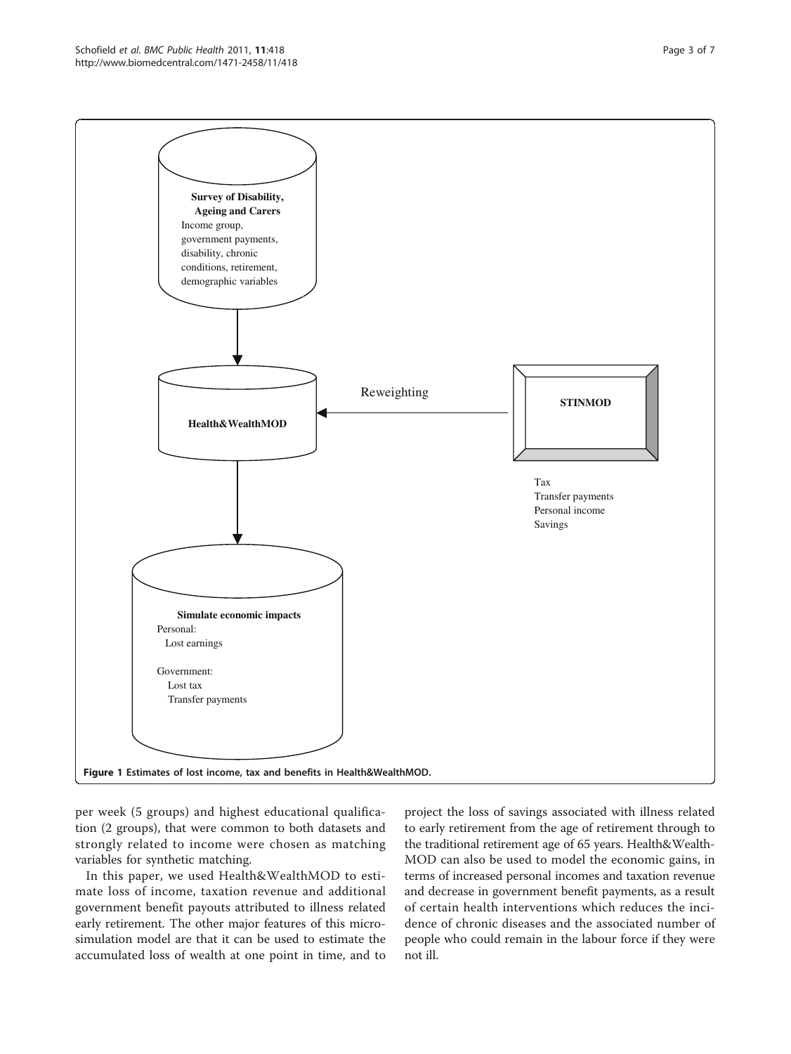**Survey of Disability, Ageing and Carers**
Income group, government payments, disability, chronic conditions, retirement, demographic variables

**Health&WealthMOD**

Reweighting

**STINMOD**

Tax
Transfer payments
Personal income
Savings

**Simulate economic impacts**
Personal:
Lost earnings

Government:
Lost tax
Transfer payments

**Figure 1 Estimates of lost income, tax and benefits in Health&WealthMOD.**

per week (5 groups) and highest educational qualification (2 groups), that were common to both datasets and strongly related to income were chosen as matching variables for synthetic matching.

In this paper, we used Health&WealthMOD to estimate loss of income, taxation revenue and additional government benefit payouts attributed to illness related early retirement. The other major features of this microsimulation model are that it can be used to estimate the accumulated loss of wealth at one point in time, and to project the loss of savings associated with illness related to early retirement from the age of retirement through to the traditional retirement age of 65 years. Health&WealthMOD can also be used to model the economic gains, in terms of increased personal incomes and taxation revenue and decrease in government benefit payments, as a result of certain health interventions which reduces the incidence of chronic diseases and the associated number of people who could remain in the labour force if they were not ill.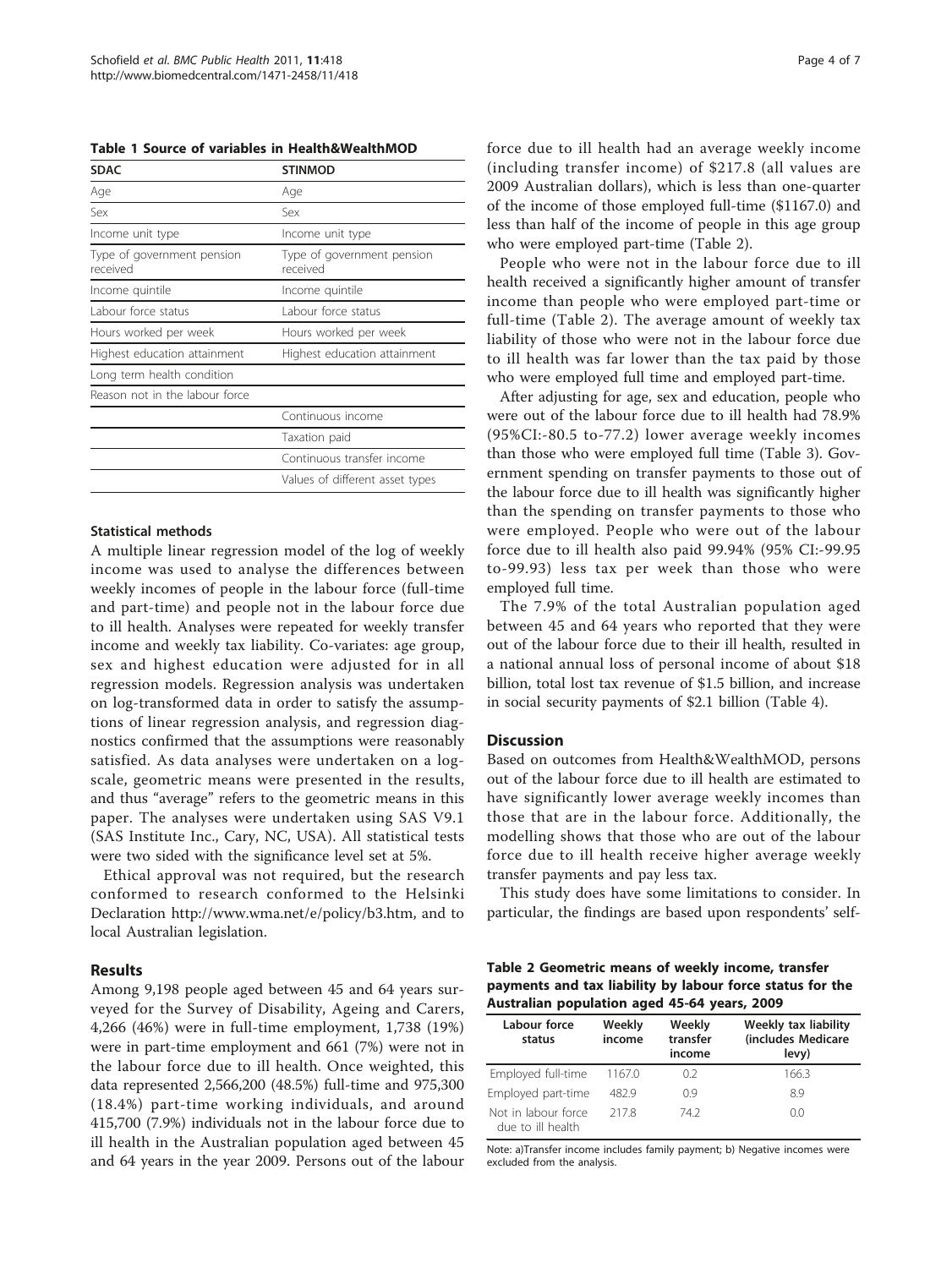**Table 1 Source of variables in Health&WealthMOD**

| SDAC | STINMOD |
|---|---|
| Age | Age |
| Sex | Sex |
| Income unit type | Income unit type |
| Type of government pension received | Type of government pension received |
| Income quintile | Income quintile |
| Labour force status | Labour force status |
| Hours worked per week | Hours worked per week |
| Highest education attainment | Highest education attainment |
| Long term health condition | |
| Reason not in the labour force | |
| | Continuous income |
| | Taxation paid |
| | Continuous transfer income |
| | Values of different asset types |

### Statistical methods

A multiple linear regression model of the log of weekly income was used to analyse the differences between weekly incomes of people in the labour force (full-time and part-time) and people not in the labour force due to ill health. Analyses were repeated for weekly transfer income and weekly tax liability. Co-variates: age group, sex and highest education were adjusted for in all regression models. Regression analysis was undertaken on log-transformed data in order to satisfy the assumptions of linear regression analysis, and regression diagnostics confirmed that the assumptions were reasonably satisfied. As data analyses were undertaken on a log-scale, geometric means were presented in the results, and thus "average" refers to the geometric means in this paper. The analyses were undertaken using SAS V9.1 (SAS Institute Inc., Cary, NC, USA). All statistical tests were two sided with the significance level set at 5%.

Ethical approval was not required, but the research conformed to research conformed to the Helsinki Declaration http://www.wma.net/e/policy/b3.htm, and to local Australian legislation.

## Results

Among 9,198 people aged between 45 and 64 years surveyed for the Survey of Disability, Ageing and Carers, 4,266 (46%) were in full-time employment, 1,738 (19%) were in part-time employment and 661 (7%) were not in the labour force due to ill health. Once weighted, this data represented 2,566,200 (48.5%) full-time and 975,300 (18.4%) part-time working individuals, and around 415,700 (7.9%) individuals not in the labour force due to ill health in the Australian population aged between 45 and 64 years in the year 2009. Persons out of the labour force due to ill health had an average weekly income (including transfer income) of $217.8 (all values are 2009 Australian dollars), which is less than one-quarter of the income of those employed full-time ($1167.0) and less than half of the income of people in this age group who were employed part-time (Table 2).

People who were not in the labour force due to ill health received a significantly higher amount of transfer income than people who were employed part-time or full-time (Table 2). The average amount of weekly tax liability of those who were not in the labour force due to ill health was far lower than the tax paid by those who were employed full time and employed part-time.

After adjusting for age, sex and education, people who were out of the labour force due to ill health had 78.9% (95%CI:-80.5 to-77.2) lower average weekly incomes than those who were employed full time (Table 3). Government spending on transfer payments to those out of the labour force due to ill health was significantly higher than the spending on transfer payments to those who were employed. People who were out of the labour force due to ill health also paid 99.94% (95% CI:-99.95 to-99.93) less tax per week than those who were employed full time.

The 7.9% of the total Australian population aged between 45 and 64 years who reported that they were out of the labour force due to their ill health, resulted in a national annual loss of personal income of about $18 billion, total lost tax revenue of $1.5 billion, and increase in social security payments of $2.1 billion (Table 4).

## Discussion

Based on outcomes from Health&WealthMOD, persons out of the labour force due to ill health are estimated to have significantly lower average weekly incomes than those that are in the labour force. Additionally, the modelling shows that those who are out of the labour force due to ill health receive higher average weekly transfer payments and pay less tax.

This study does have some limitations to consider. In particular, the findings are based upon respondents' self-

**Table 2 Geometric means of weekly income, transfer payments and tax liability by labour force status for the Australian population aged 45-64 years, 2009**

| Labour force status | Weekly income | Weekly transfer income | Weekly tax liability (includes Medicare levy) |
|---|---|---|---|
| Employed full-time | 1167.0 | 0.2 | 166.3 |
| Employed part-time | 482.9 | 0.9 | 8.9 |
| Not in labour force due to ill health | 217.8 | 74.2 | 0.0 |

Note: a)Transfer income includes family payment; b) Negative incomes were excluded from the analysis.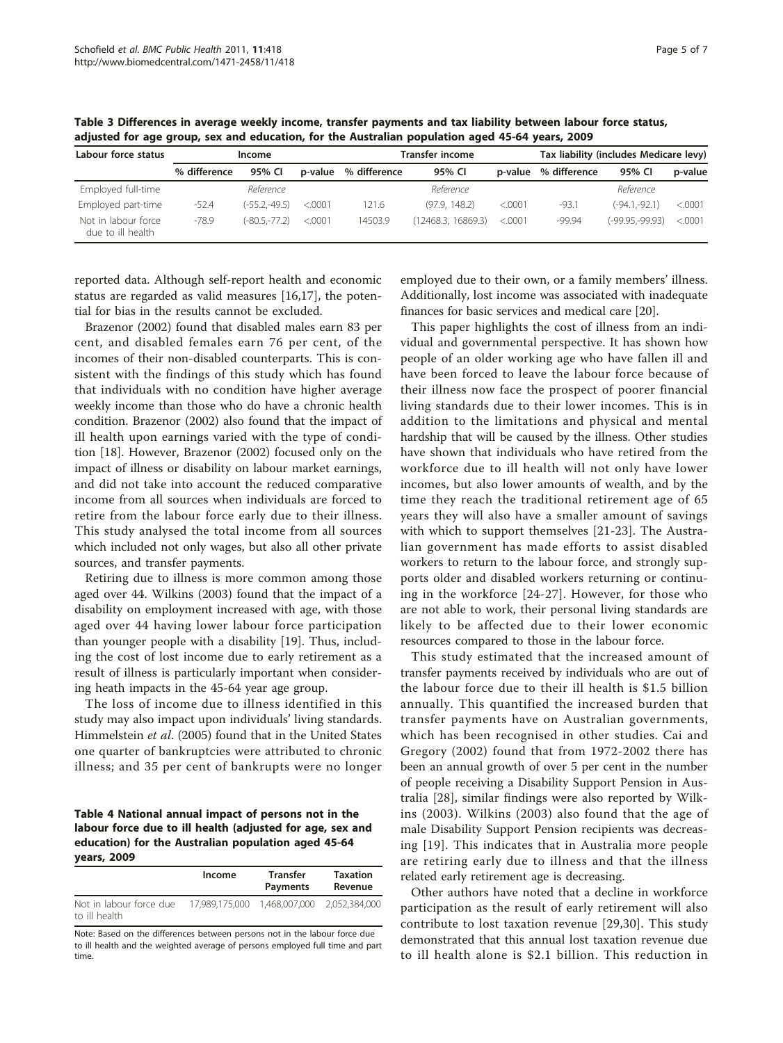**Table 3 Differences in average weekly income, transfer payments and tax liability between labour force status, adjusted for age group, sex and education, for the Australian population aged 45-64 years, 2009**

| Labour force status | Income | | | Transfer income | | | Tax liability (includes Medicare levy) | | |
|---|---|---|---|---|---|---|---|---|---|
| | % difference | 95% CI | p-value | % difference | 95% CI | p-value | % difference | 95% CI | p-value |
| Employed full-time | | *Reference* | | | *Reference* | | | *Reference* | |
| Employed part-time | -52.4 | (-55.2,-49.5) | <.0001 | 121.6 | (97.9, 148.2) | <.0001 | -93.1 | (-94.1,-92.1) | <.0001 |
| Not in labour force due to ill health | -78.9 | (-80.5,-77.2) | <.0001 | 14503.9 | (12468.3, 16869.3) | <.0001 | -99.94 | (-99.95,-99.93) | <.0001 |

reported data. Although self-report health and economic status are regarded as valid measures [16,17], the potential for bias in the results cannot be excluded.

Brazenor (2002) found that disabled males earn 83 per cent, and disabled females earn 76 per cent, of the incomes of their non-disabled counterparts. This is consistent with the findings of this study which has found that individuals with no condition have higher average weekly income than those who do have a chronic health condition. Brazenor (2002) also found that the impact of ill health upon earnings varied with the type of condition [18]. However, Brazenor (2002) focused only on the impact of illness or disability on labour market earnings, and did not take into account the reduced comparative income from all sources when individuals are forced to retire from the labour force early due to their illness. This study analysed the total income from all sources which included not only wages, but also all other private sources, and transfer payments.

Retiring due to illness is more common among those aged over 44. Wilkins (2003) found that the impact of a disability on employment increased with age, with those aged over 44 having lower labour force participation than younger people with a disability [19]. Thus, including the cost of lost income due to early retirement as a result of illness is particularly important when considering heath impacts in the 45-64 year age group.

The loss of income due to illness identified in this study may also impact upon individuals' living standards. Himmelstein *et al*. (2005) found that in the United States one quarter of bankruptcies were attributed to chronic illness; and 35 per cent of bankrupts were no longer employed due to their own, or a family members' illness. Additionally, lost income was associated with inadequate finances for basic services and medical care [20].

**Table 4 National annual impact of persons not in the labour force due to ill health (adjusted for age, sex and education) for the Australian population aged 45-64 years, 2009**

| | Income | Transfer Payments | Taxation Revenue |
|---|---|---|---|
| Not in labour force due to ill health | 17,989,175,000 | 1,468,007,000 | 2,052,384,000 |

Note: Based on the differences between persons not in the labour force due to ill health and the weighted average of persons employed full time and part time.

This paper highlights the cost of illness from an individual and governmental perspective. It has shown how people of an older working age who have fallen ill and have been forced to leave the labour force because of their illness now face the prospect of poorer financial living standards due to their lower incomes. This is in addition to the limitations and physical and mental hardship that will be caused by the illness. Other studies have shown that individuals who have retired from the workforce due to ill health will not only have lower incomes, but also lower amounts of wealth, and by the time they reach the traditional retirement age of 65 years they will also have a smaller amount of savings with which to support themselves [21-23]. The Australian government has made efforts to assist disabled workers to return to the labour force, and strongly supports older and disabled workers returning or continuing in the workforce [24-27]. However, for those who are not able to work, their personal living standards are likely to be affected due to their lower economic resources compared to those in the labour force.

This study estimated that the increased amount of transfer payments received by individuals who are out of the labour force due to their ill health is $1.5 billion annually. This quantified the increased burden that transfer payments have on Australian governments, which has been recognised in other studies. Cai and Gregory (2002) found that from 1972-2002 there has been an annual growth of over 5 per cent in the number of people receiving a Disability Support Pension in Australia [28], similar findings were also reported by Wilkins (2003). Wilkins (2003) also found that the age of male Disability Support Pension recipients was decreasing [19]. This indicates that in Australia more people are retiring early due to illness and that the illness related early retirement age is decreasing.

Other authors have noted that a decline in workforce participation as the result of early retirement will also contribute to lost taxation revenue [29,30]. This study demonstrated that this annual lost taxation revenue due to ill health alone is $2.1 billion. This reduction in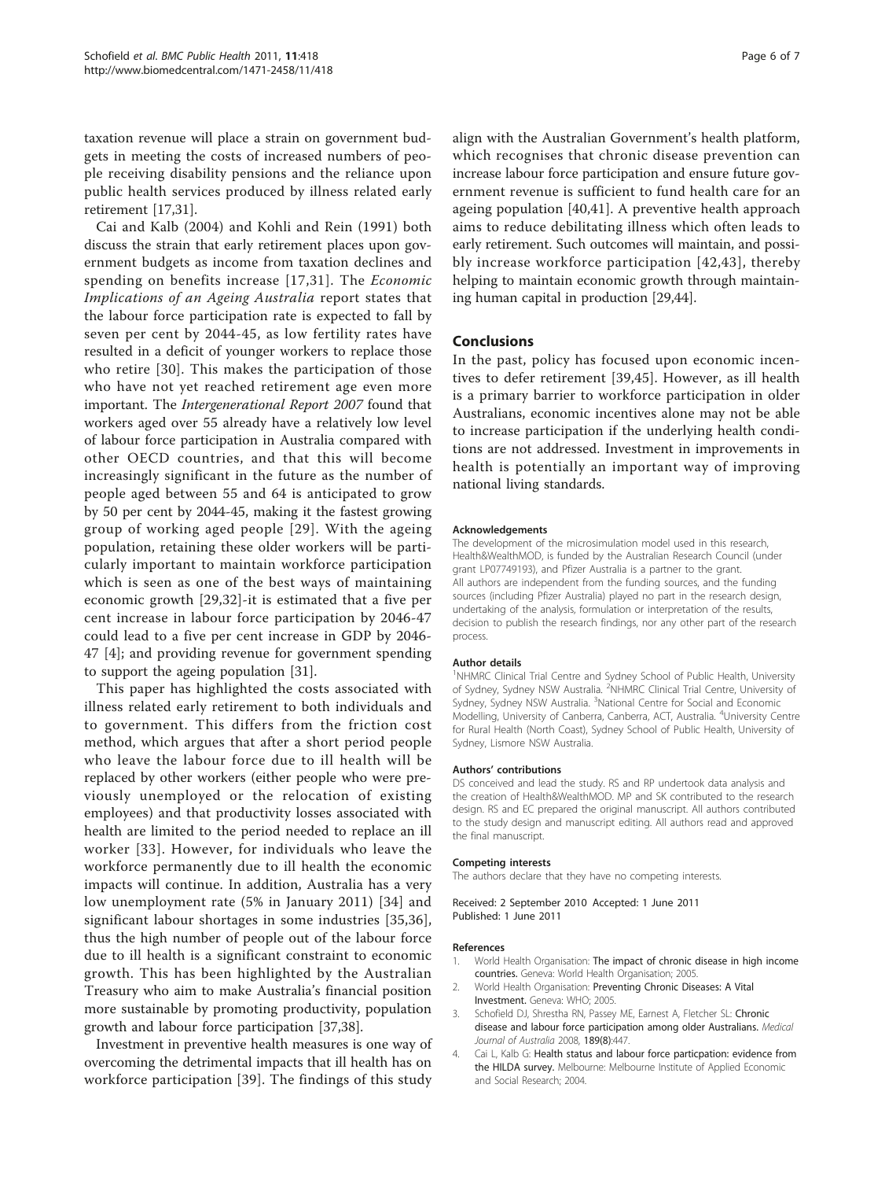taxation revenue will place a strain on government budgets in meeting the costs of increased numbers of people receiving disability pensions and the reliance upon public health services produced by illness related early retirement [17,31].

Cai and Kalb (2004) and Kohli and Rein (1991) both discuss the strain that early retirement places upon government budgets as income from taxation declines and spending on benefits increase [17,31]. The *Economic Implications of an Ageing Australia* report states that the labour force participation rate is expected to fall by seven per cent by 2044-45, as low fertility rates have resulted in a deficit of younger workers to replace those who retire [30]. This makes the participation of those who have not yet reached retirement age even more important. The *Intergenerational Report 2007* found that workers aged over 55 already have a relatively low level of labour force participation in Australia compared with other OECD countries, and that this will become increasingly significant in the future as the number of people aged between 55 and 64 is anticipated to grow by 50 per cent by 2044-45, making it the fastest growing group of working aged people [29]. With the ageing population, retaining these older workers will be particularly important to maintain workforce participation which is seen as one of the best ways of maintaining economic growth [29,32]-it is estimated that a five per cent increase in labour force participation by 2046-47 could lead to a five per cent increase in GDP by 2046-47 [4]; and providing revenue for government spending to support the ageing population [31].

This paper has highlighted the costs associated with illness related early retirement to both individuals and to government. This differs from the friction cost method, which argues that after a short period people who leave the labour force due to ill health will be replaced by other workers (either people who were previously unemployed or the relocation of existing employees) and that productivity losses associated with health are limited to the period needed to replace an ill worker [33]. However, for individuals who leave the workforce permanently due to ill health the economic impacts will continue. In addition, Australia has a very low unemployment rate (5% in January 2011) [34] and significant labour shortages in some industries [35,36], thus the high number of people out of the labour force due to ill health is a significant constraint to economic growth. This has been highlighted by the Australian Treasury who aim to make Australia's financial position more sustainable by promoting productivity, population growth and labour force participation [37,38].

Investment in preventive health measures is one way of overcoming the detrimental impacts that ill health has on workforce participation [39]. The findings of this study align with the Australian Government's health platform, which recognises that chronic disease prevention can increase labour force participation and ensure future government revenue is sufficient to fund health care for an ageing population [40,41]. A preventive health approach aims to reduce debilitating illness which often leads to early retirement. Such outcomes will maintain, and possibly increase workforce participation [42,43], thereby helping to maintain economic growth through maintaining human capital in production [29,44].

## Conclusions

In the past, policy has focused upon economic incentives to defer retirement [39,45]. However, as ill health is a primary barrier to workforce participation in older Australians, economic incentives alone may not be able to increase participation if the underlying health conditions are not addressed. Investment in improvements in health is potentially an important way of improving national living standards.

#### Acknowledgements

The development of the microsimulation model used in this research, Health&WealthMOD, is funded by the Australian Research Council (under grant LP07749193), and Pfizer Australia is a partner to the grant.
All authors are independent from the funding sources, and the funding sources (including Pfizer Australia) played no part in the research design, undertaking of the analysis, formulation or interpretation of the results, decision to publish the research findings, nor any other part of the research process.

#### Author details

[1]NHMRC Clinical Trial Centre and Sydney School of Public Health, University of Sydney, Sydney NSW Australia. [2]NHMRC Clinical Trial Centre, University of Sydney, Sydney NSW Australia. [3]National Centre for Social and Economic Modelling, University of Canberra, Canberra, ACT, Australia. [4]University Centre for Rural Health (North Coast), Sydney School of Public Health, University of Sydney, Lismore NSW Australia.

#### Authors' contributions

DS conceived and lead the study. RS and RP undertook data analysis and the creation of Health&WealthMOD. MP and SK contributed to the research design. RS and EC prepared the original manuscript. All authors contributed to the study design and manuscript editing. All authors read and approved the final manuscript.

#### Competing interests

The authors declare that they have no competing interests.

Received: 2 September 2010 Accepted: 1 June 2011
Published: 1 June 2011

#### References

1. World Health Organisation: **The impact of chronic disease in high income countries.** Geneva: World Health Organisation; 2005.
2. World Health Organisation: **Preventing Chronic Diseases: A Vital Investment.** Geneva: WHO; 2005.
3. Schofield DJ, Shrestha RN, Passey ME, Earnest A, Fletcher SL: **Chronic disease and labour force participation among older Australians.** *Medical Journal of Australia* 2008, 189(8):447.
4. Cai L, Kalb G: **Health status and labour force particpation: evidence from the HILDA survey.** Melbourne: Melbourne Institute of Applied Economic and Social Research; 2004.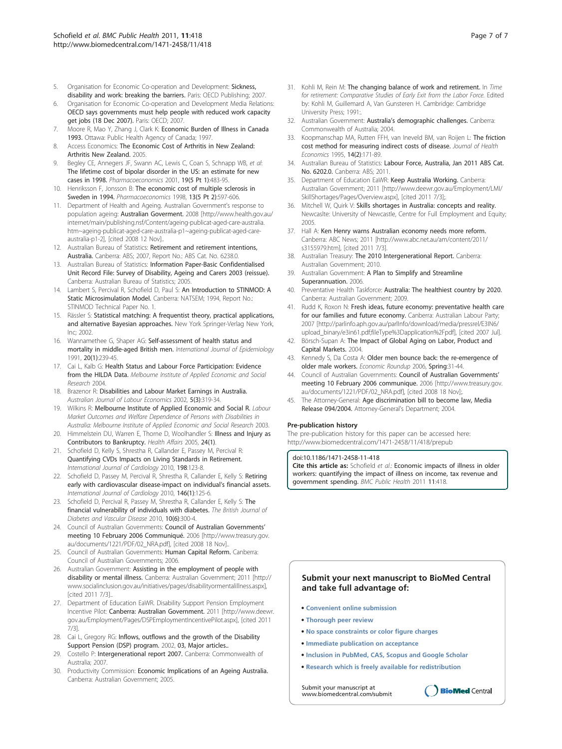5. Organisation for Economic Co-operation and Development: **Sickness, disability and work: breaking the barriers.** Paris: OECD Publishing; 2007.
6. Organisation for Economic Co-operation and Development Media Relations: **OECD says governments must help people with reduced work capacity get jobs (18 Dec 2007).** Paris: OECD; 2007.
7. Moore R, Mao Y, Zhang J, Clark K: **Economic Burden of Illness in Canada 1993.** Ottawa: Public Health Agency of Canada; 1997.
8. Access Economics: **The Economic Cost of Arthritis in New Zealand: Arthritis New Zealand.** 2005.
9. Begley CE, Annegers JF, Swann AC, Lewis C, Coan S, Schnapp WB, *et al*: **The lifetime cost of bipolar disorder in the US: an estimate for new cases in 1998.** *Pharmacoeconomics* 2001, **19**(5 Pt 1):483-95.
10. Henriksson F, Jonsson B: **The economic cost of multiple sclerosis in Sweden in 1994.** *Pharmacoeconomics* 1998, **13**(5 Pt 2):597-606.
11. Department of Health and Ageing. Australian Government's response to population ageing: **Australian Goverment.** 2008 [http://www.health.gov.au/internet/main/publishing.nsf/Content/ageing-publicat-aged-care-australia.htm~ageing-publicat-aged-care-australia-p1~ageing-publicat-aged-care-australia-p1-2], [cited 2008 12 Nov]..
12. Australian Bureau of Statistics: **Retirement and retirement intentions, Australia.** Canberra: ABS; 2007, Report No.: ABS Cat. No. 6238.0.
13. Australian Bureau of Statistics: **Information Paper-Basic Confidentialised Unit Record File: Survey of Disability, Ageing and Carers 2003 (reissue).** Canberra: Australian Bureau of Statistics; 2005.
14. Lambert S, Percival R, Schofield D, Paul S: **An Introduction to STINMOD: A Static Microsimulation Model.** Canberra: NATSEM; 1994, Report No.: STINMOD Technical Paper No. 1.
15. Rässler S: **Statistical matching: A frequentist theory, practical applications, and alternative Bayesian approaches.** New York Springer-Verlag New York, Inc; 2002.
16. Wannamethee G, Shaper AG: **Self-assessment of health status and mortality in middle-aged British men.** *International Journal of Epidemiology* 1991, **20**(1):239-45.
17. Cai L, Kalb G: **Health Status and Labour Force Participation: Evidence from the HILDA Data.** *Melbourne Institute of Applied Economic and Social Research* 2004.
18. Brazenor R: **Disabilities and Labour Market Earnings in Australia.** *Australian Journal of Labour Economics* 2002, **5**(3):319-34.
19. Wilkins R: **Melbourne Institute of Applied Economic and Social R.** *Labour Market Outcomes and Welfare Dependence of Persons with Disabilities in Australia: Melbourne Institute of Applied Economic and Social Research* 2003.
20. Himmelstein DU, Warren E, Thorne D, Woolhandler S: **Illness and Injury as Contributors to Bankruptcy.** *Health Affairs* 2005, **24**(1).
21. Schofield D, Kelly S, Shrestha R, Callander E, Passey M, Percival R: **Quantifying CVDs Impacts on Living Standards in Retirement.** *International Journal of Cardiology* 2010, **198**:123-8.
22. Schofield D, Passey M, Percival R, Shrestha R, Callander E, Kelly S: **Retiring early with cardiovascular disease-impact on individual's financial assets.** *International Journal of Cardiology* 2010, **146**(1):125-6.
23. Schofield D, Percival R, Passey M, Shrestha R, Callander E, Kelly S: **The financial vulnerability of individuals with diabetes.** *The British Journal of Diabetes and Vascular Disease* 2010, **10**(6):300-4.
24. Council of Australian Governments: **Council of Australian Governments' meeting 10 February 2006 Communiqué.** 2006 [http://www.treasury.gov.au/documents/1221/PDF/02_NRA.pdf], [cited 2008 18 Nov]..
25. Council of Australian Governments: **Human Capital Reform.** Canberra: Council of Australian Governments; 2006.
26. Australian Government: **Assisting in the employment of people with disability or mental illness.** Canberra: Australian Government; 2011 [http://www.socialinclusion.gov.au/initiatives/pages/disabilityormentalillness.aspx], [cited 2011 7/3]..
27. Department of Education EaWR. Disability Support Pension Employment Incentive Pilot: **Canberra: Australian Government.** 2011 [http://www.deewr.gov.au/Employment/Pages/DSPEmploymentIncentivePilot.aspx], [cited 2011 7/3].
28. Cai L, Gregory RG: **Inflows, outflows and the growth of the Disability Support Pension (DSP) program.** 2002, 03, Major articles..
29. Costello P: **Intergenerational report 2007.** Canberra: Commonwealth of Australia; 2007.
30. Productivity Commission: **Economic Implications of an Ageing Australia.** Canberra: Australian Government; 2005.
31. Kohli M, Rein M: **The changing balance of work and retirement.** In *Time for retirement: Comparative Studies of Early Exit from the Labor Force.* Edited by: Kohli M, Guillemard A, Van Gunsteren H. Cambridge: Cambridge University Press; 1991:.
32. Australian Government: **Australia's demographic challenges.** Canberra: Commonwealth of Australia; 2004.
33. Koopmanschap MA, Rutten FFH, van Ineveld BM, van Roijen L: **The friction cost method for measuring indirect costs of disease.** *Journal of Health Economics* 1995, **14**(2):171-89.
34. Australian Bureau of Statistics: **Labour Force, Australia, Jan 2011 ABS Cat. No. 6202.0.** Canberra: ABS; 2011.
35. Department of Education EaWR: **Keep Australia Working.** Canberra: Australian Government; 2011 [http://www.deewr.gov.au/Employment/LMI/SkillShortages/Pages/Overview.aspx], [cited 2011 7/3];.
36. Mitchell W, Quirk V: **Skills shortages in Australia: concepts and reality.** Newcaslte: University of Newcastle, Centre for Full Employment and Equity; 2005.
37. Hall A: **Ken Henry warns Australian economy needs more reform.** Canberra: ABC News; 2011 [http://www.abc.net.au/am/content/2011/s3155979.htm], [cited 2011 7/3].
38. Australian Treasury: **The 2010 Intergenerational Report.** Canberra: Australian Government; 2010.
39. Australian Government: **A Plan to Simplify and Streamline Superannuation.** 2006.
40. Preventative Health Taskforce: **Australia: The healthiest country by 2020.** Canberra: Australian Government; 2009.
41. Rudd K, Roxon N: **Fresh ideas, future economy: preventative health care for our families and future economy.** Canberra: Australian Labour Party; 2007 [http://parlinfo.aph.gov.au/parlInfo/download/media/pressrel/E3IN6/upload_binary/e3in61.pdf;fileType%3Dapplication%2Fpdf], [cited 2007 Jul].
42. Börsch-Supan A: **The Impact of Global Aging on Labor, Product and Capital Markets.** 2004.
43. Kennedy S, Da Costa A: **Older men bounce back: the re-emergence of older male workers.** *Economic Roundup* 2006, **Spring**:31-44.
44. Council of Australian Governments: **Council of Australian Governments' meeting 10 February 2006 communique.** 2006 [http://www.treasury.gov.au/documents/1221/PDF/02_NRA.pdf], [cited 2008 18 Nov];.
45. The Attorney-General: **Age discrimination bill to become law, Media Release 094/2004.** Attorney-General's Department; 2004.

### Pre-publication history

The pre-publication history for this paper can be accessed here:
http://www.biomedcentral.com/1471-2458/11/418/prepub

doi:10.1186/1471-2458-11-418

**Cite this article as:** Schofield *et al.*: Economic impacts of illness in older workers: quantifying the impact of illness on income, tax revenue and government spending. *BMC Public Health* 2011 **11**:418.

**Submit your next manuscript to BioMed Central and take full advantage of:**

- **Convenient online submission**
- **Thorough peer review**
- **No space constraints or color figure charges**
- **Immediate publication on acceptance**
- **Inclusion in PubMed, CAS, Scopus and Google Scholar**
- **Research which is freely available for redistribution**

Submit your manuscript at
www.biomedcentral.com/submit

BioMed Central